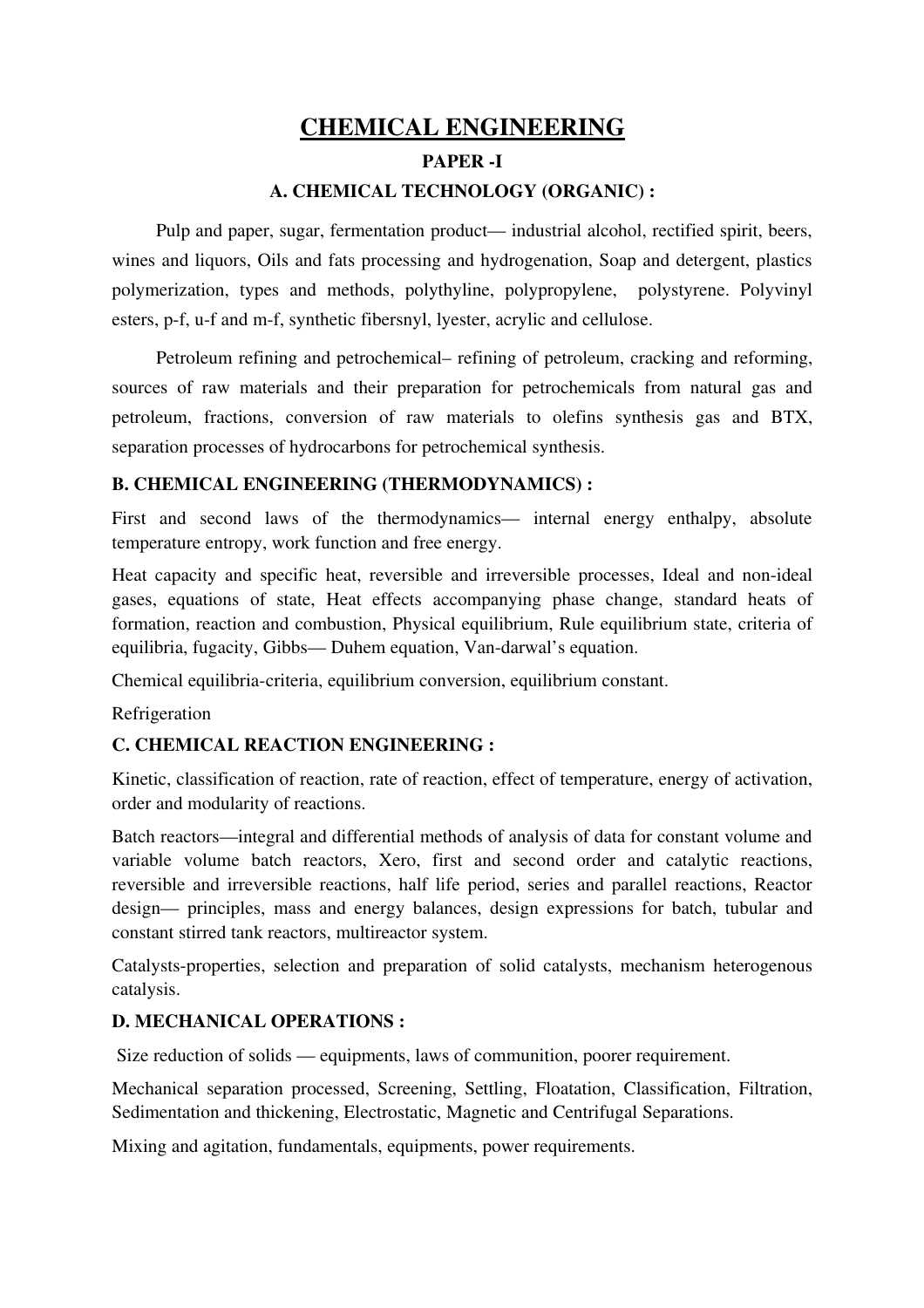# CHEMICAL ENGINEERING

## PAPER -I

### A. CHEMICAL TECHNOLOGY (ORGANIC) :

Pulp and paper, sugar, fermentation product— industrial alcohol, rectified spirit, beers, wines and liquors, Oils and fats processing and hydrogenation, Soap and detergent, plastics polymerization, types and methods, polythyline, polypropylene, polystyrene. Polyvinyl esters, p-f, u-f and m-f, synthetic fibersnyl, lyester, acrylic and cellulose.

Petroleum refining and petrochemical– refining of petroleum, cracking and reforming, sources of raw materials and their preparation for petrochemicals from natural gas and petroleum, fractions, conversion of raw materials to olefins synthesis gas and BTX, separation processes of hydrocarbons for petrochemical synthesis.

### B. CHEMICAL ENGINEERING (THERMODYNAMICS) :

First and second laws of the thermodynamics— internal energy enthalpy, absolute temperature entropy, work function and free energy.

Heat capacity and specific heat, reversible and irreversible processes, Ideal and non-ideal gases, equations of state, Heat effects accompanying phase change, standard heats of formation, reaction and combustion, Physical equilibrium, Rule equilibrium state, criteria of equilibria, fugacity, Gibbs— Duhem equation, Van-darwal's equation.

Chemical equilibria-criteria, equilibrium conversion, equilibrium constant.

Refrigeration

### C. CHEMICAL REACTION ENGINEERING :

Kinetic, classification of reaction, rate of reaction, effect of temperature, energy of activation, order and modularity of reactions.

Batch reactors—integral and differential methods of analysis of data for constant volume and variable volume batch reactors, Xero, first and second order and catalytic reactions, reversible and irreversible reactions, half life period, series and parallel reactions, Reactor design— principles, mass and energy balances, design expressions for batch, tubular and constant stirred tank reactors, multireactor system.

Catalysts-properties, selection and preparation of solid catalysts, mechanism heterogenous catalysis.

### D. MECHANICAL OPERATIONS :

Size reduction of solids — equipments, laws of communition, poorer requirement.

Mechanical separation processed, Screening, Settling, Floatation, Classification, Filtration, Sedimentation and thickening, Electrostatic, Magnetic and Centrifugal Separations.

Mixing and agitation, fundamentals, equipments, power requirements.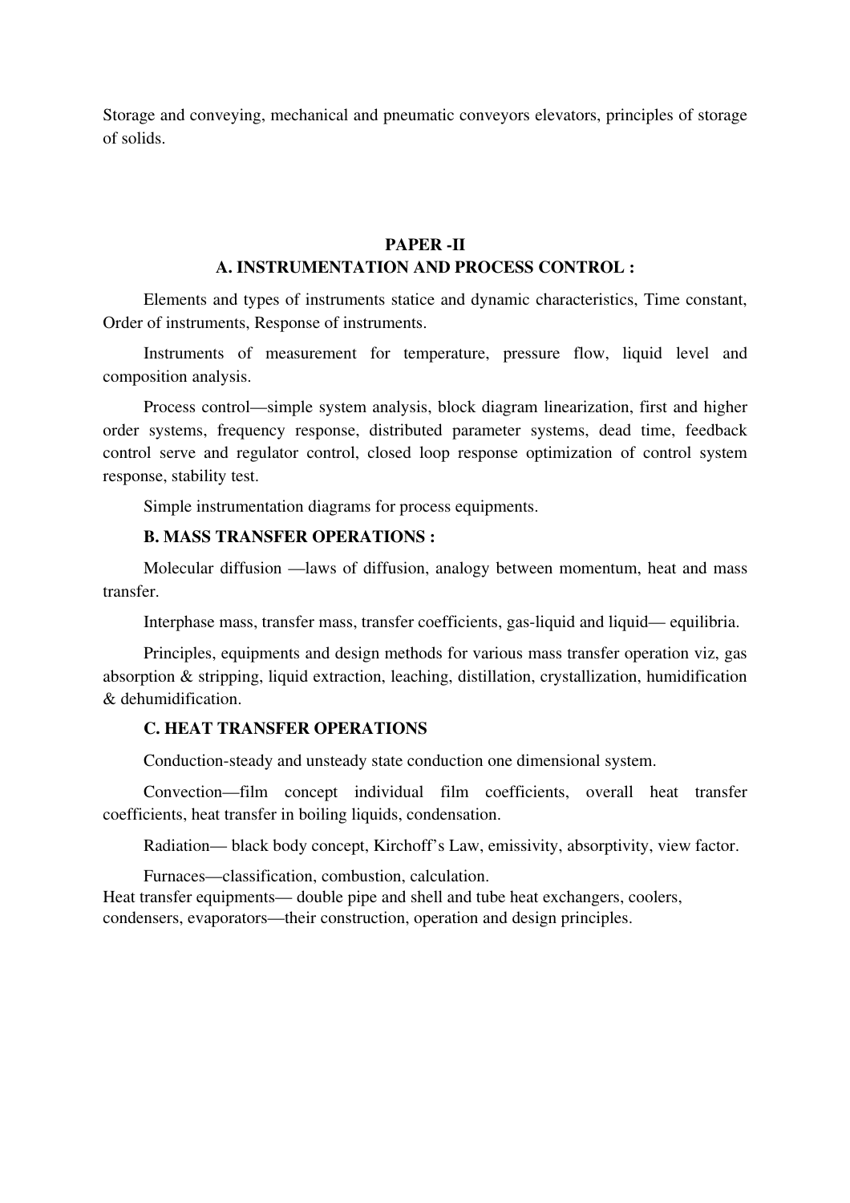Storage and conveying, mechanical and pneumatic conveyors elevators, principles of storage of solids.

## PAPER -II

### A. INSTRUMENTATION AND PROCESS CONTROL :

Elements and types of instruments statice and dynamic characteristics, Time constant, Order of instruments, Response of instruments.

Instruments of measurement for temperature, pressure flow, liquid level and composition analysis.

Process control—simple system analysis, block diagram linearization, first and higher order systems, frequency response, distributed parameter systems, dead time, feedback control serve and regulator control, closed loop response optimization of control system response, stability test.

Simple instrumentation diagrams for process equipments.

### B. MASS TRANSFER OPERATIONS :

Molecular diffusion —laws of diffusion, analogy between momentum, heat and mass transfer.

Interphase mass, transfer mass, transfer coefficients, gas-liquid and liquid— equilibria.

Principles, equipments and design methods for various mass transfer operation viz, gas absorption & stripping, liquid extraction, leaching, distillation, crystallization, humidification & dehumidification.

### C. HEAT TRANSFER OPERATIONS

Conduction-steady and unsteady state conduction one dimensional system.

Convection—film concept individual film coefficients, overall heat transfer coefficients, heat transfer in boiling liquids, condensation.

Radiation— black body concept, Kirchoff's Law, emissivity, absorptivity, view factor.

Furnaces—classification, combustion, calculation.
Heat transfer equipments— double pipe and shell and tube heat exchangers, coolers, condensers, evaporators—their construction, operation and design principles.